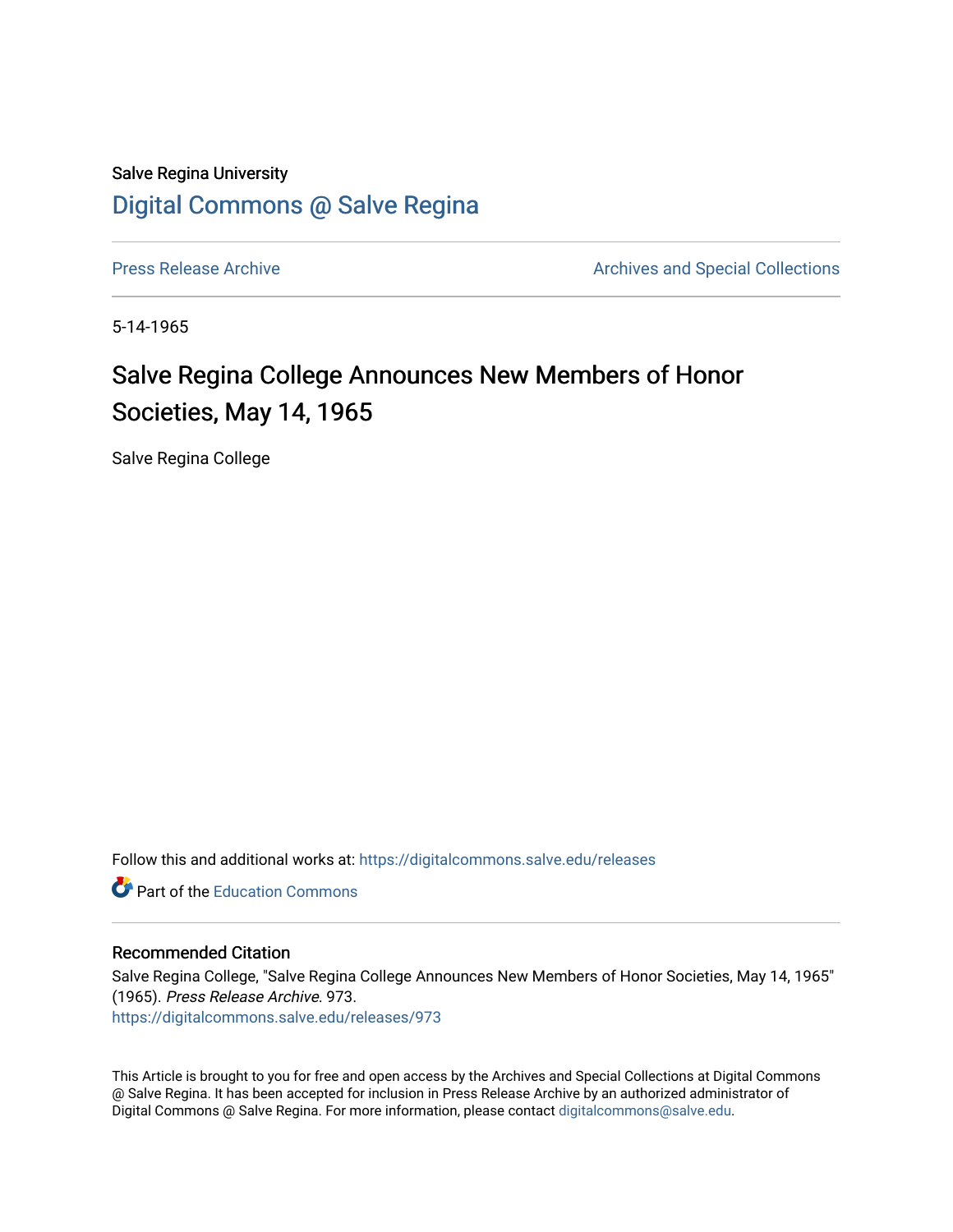Salve Regina University

# Digital Commons @ Salve Regina

Press Release Archive

Archives and Special Collections

5-14-1965

## Salve Regina College Announces New Members of Honor Societies, May 14, 1965

Salve Regina College

Follow this and additional works at: https://digitalcommons.salve.edu/releases

Part of the Education Commons

### Recommended Citation

Salve Regina College, "Salve Regina College Announces New Members of Honor Societies, May 14, 1965" (1965). *Press Release Archive*. 973.
https://digitalcommons.salve.edu/releases/973

This Article is brought to you for free and open access by the Archives and Special Collections at Digital Commons @ Salve Regina. It has been accepted for inclusion in Press Release Archive by an authorized administrator of Digital Commons @ Salve Regina. For more information, please contact digitalcommons@salve.edu.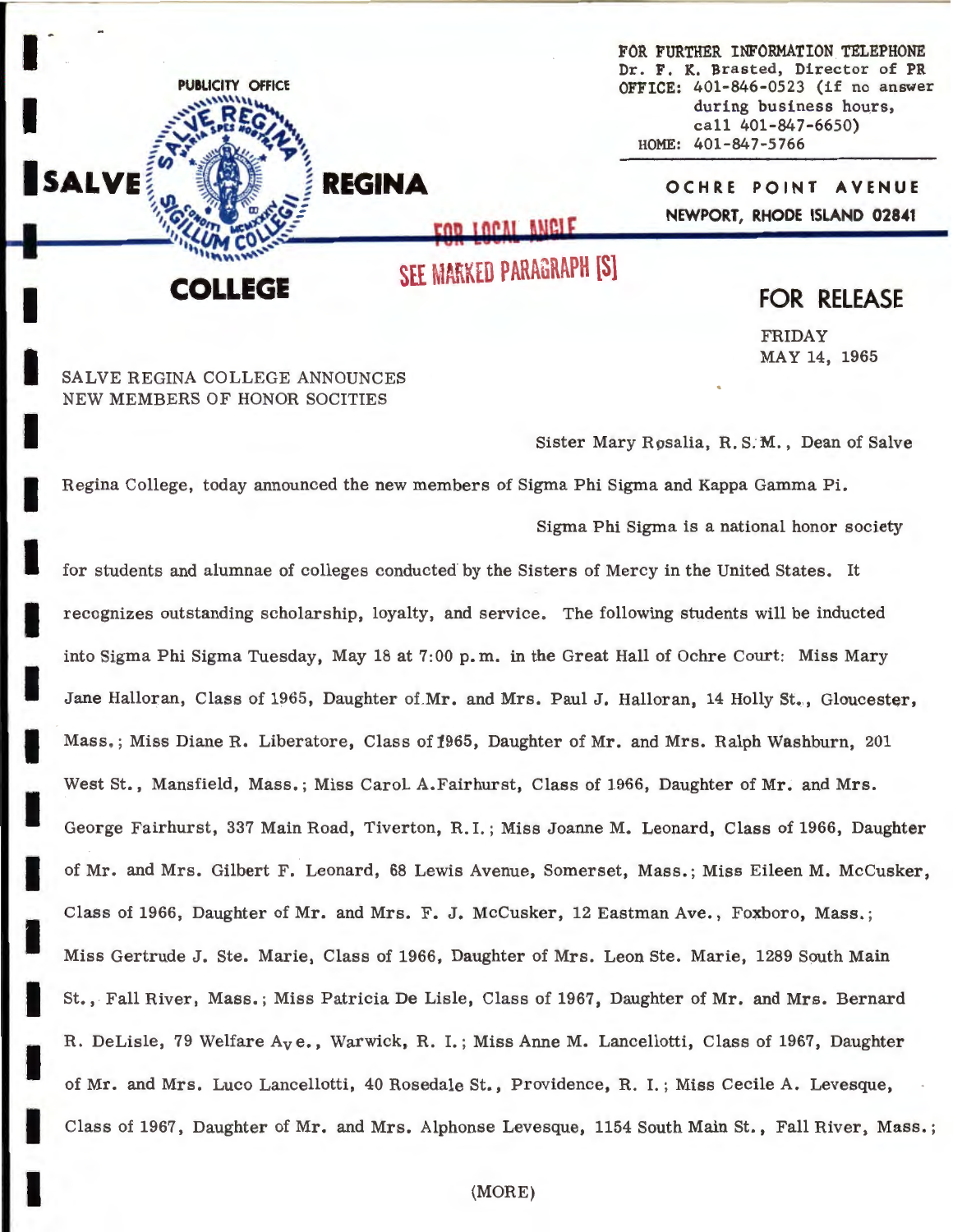PUBLICITY OFFICE

**SALVE REGINA COLLEGE**

FOR FURTHER INFORMATION TELEPHONE
Dr. F. K. Brasted, Director of PR
OFFICE: 401-846-0523 (if no answer during business hours, call 401-847-6650)
HOME: 401-847-5766

**OCHRE POINT AVENUE**
**NEWPORT, RHODE ISLAND 02841**

FOR LOCAL ANGLE
SEE MARKED PARAGRAPH [S]

## FOR RELEASE

FRIDAY
MAY 14, 1965

SALVE REGINA COLLEGE ANNOUNCES
NEW MEMBERS OF HONOR SOCITIES

Sister Mary Rosalia, R.S.M., Dean of Salve Regina College, today announced the new members of Sigma Phi Sigma and Kappa Gamma Pi.

Sigma Phi Sigma is a national honor society for students and alumnae of colleges conducted by the Sisters of Mercy in the United States. It recognizes outstanding scholarship, loyalty, and service. The following students will be inducted into Sigma Phi Sigma Tuesday, May 18 at 7:00 p.m. in the Great Hall of Ochre Court: Miss Mary Jane Halloran, Class of 1965, Daughter of Mr. and Mrs. Paul J. Halloran, 14 Holly St., Gloucester, Mass.; Miss Diane R. Liberatore, Class of 1965, Daughter of Mr. and Mrs. Ralph Washburn, 201 West St., Mansfield, Mass.; Miss Carol A. Fairhurst, Class of 1966, Daughter of Mr. and Mrs. George Fairhurst, 337 Main Road, Tiverton, R.I.; Miss Joanne M. Leonard, Class of 1966, Daughter of Mr. and Mrs. Gilbert F. Leonard, 68 Lewis Avenue, Somerset, Mass.; Miss Eileen M. McCusker, Class of 1966, Daughter of Mr. and Mrs. F. J. McCusker, 12 Eastman Ave., Foxboro, Mass.; Miss Gertrude J. Ste. Marie, Class of 1966, Daughter of Mrs. Leon Ste. Marie, 1289 South Main St., Fall River, Mass.; Miss Patricia De Lisle, Class of 1967, Daughter of Mr. and Mrs. Bernard R. DeLisle, 79 Welfare Ave., Warwick, R. I.; Miss Anne M. Lancellotti, Class of 1967, Daughter of Mr. and Mrs. Luco Lancellotti, 40 Rosedale St., Providence, R. I.; Miss Cecile A. Levesque, Class of 1967, Daughter of Mr. and Mrs. Alphonse Levesque, 1154 South Main St., Fall River, Mass.;

(MORE)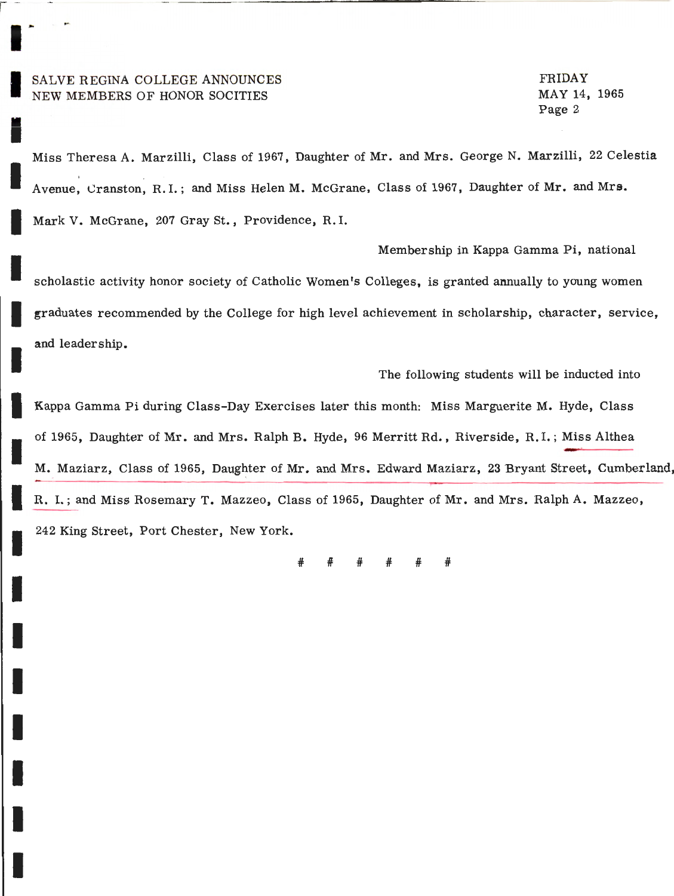SALVE REGINA COLLEGE ANNOUNCES
NEW MEMBERS OF HONOR SOCITIES

FRIDAY
MAY 14, 1965

Miss Theresa A. Marzilli, Class of 1967, Daughter of Mr. and Mrs. George N. Marzilli, 22 Celestia Avenue, Cranston, R.I.; and Miss Helen M. McGrane, Class of 1967, Daughter of Mr. and Mrs. Mark V. McGrane, 207 Gray St., Providence, R.I.

Membership in Kappa Gamma Pi, national scholastic activity honor society of Catholic Women's Colleges, is granted annually to young women graduates recommended by the College for high level achievement in scholarship, character, service, and leadership.

The following students will be inducted into Kappa Gamma Pi during Class-Day Exercises later this month: Miss Marguerite M. Hyde, Class of 1965, Daughter of Mr. and Mrs. Ralph B. Hyde, 96 Merritt Rd., Riverside, R.I.; Miss Althea M. Maziarz, Class of 1965, Daughter of Mr. and Mrs. Edward Maziarz, 23 Bryant Street, Cumberland, R. I.; and Miss Rosemary T. Mazzeo, Class of 1965, Daughter of Mr. and Mrs. Ralph A. Mazzeo, 242 King Street, Port Chester, New York.

# # # # # #